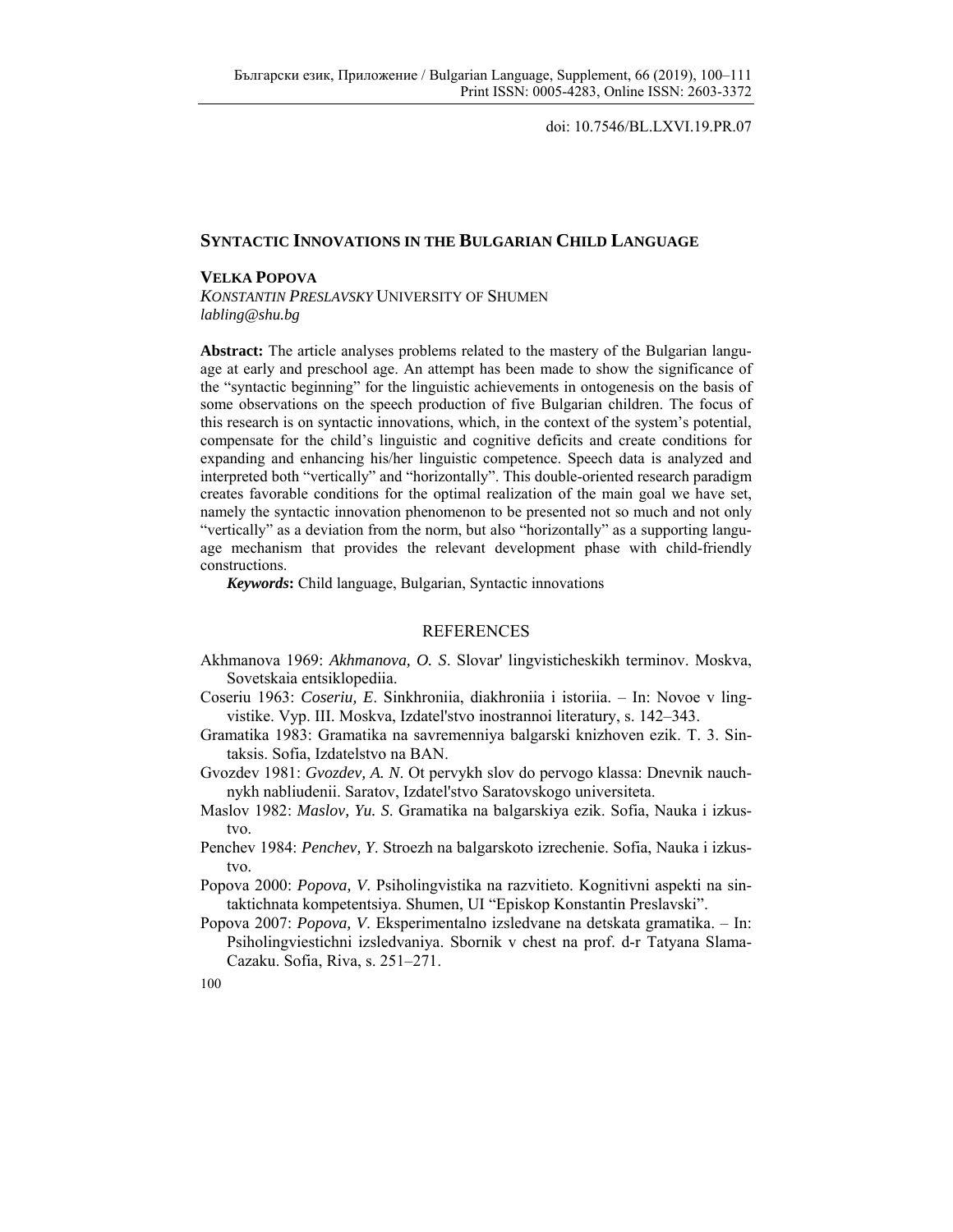doi: 10.7546/BL.LXVI.19.PR.07

# SYNTACTIC INNOVATIONS IN THE BULGARIAN CHILD LANGUAGE

**VELKA POPOVA**
*KONSTANTIN PRESLAVSKY* UNIVERSITY OF SHUMEN
*labling@shu.bg*

**Abstract:** The article analyses problems related to the mastery of the Bulgarian language at early and preschool age. An attempt has been made to show the significance of the "syntactic beginning" for the linguistic achievements in ontogenesis on the basis of some observations on the speech production of five Bulgarian children. The focus of this research is on syntactic innovations, which, in the context of the system's potential, compensate for the child's linguistic and cognitive deficits and create conditions for expanding and enhancing his/her linguistic competence. Speech data is analyzed and interpreted both "vertically" and "horizontally". This double-oriented research paradigm creates favorable conditions for the optimal realization of the main goal we have set, namely the syntactic innovation phenomenon to be presented not so much and not only "vertically" as a deviation from the norm, but also "horizontally" as a supporting language mechanism that provides the relevant development phase with child-friendly constructions.

***Keywords*:** Child language, Bulgarian, Syntactic innovations

## REFERENCES

Akhmanova 1969: *Akhmanova, O. S*. Slovar' lingvisticheskikh terminov. Moskva, Sovetskaia entsiklopediia.

Coseriu 1963: *Coseriu, E*. Sinkhroniia, diakhroniia i istoriia. – In: Novoe v lingvistike. Vyp. III. Moskva, Izdatel'stvo inostrannoi literatury, s. 142–343.

Gramatika 1983: Gramatika na savremenniya balgarski knizhoven ezik. T. 3. Sintaksis. Sofia, Izdatelstvo na BAN.

Gvozdev 1981: *Gvozdev, A. N*. Ot pervykh slov do pervogo klassa: Dnevnik nauchnykh nabliudenii. Saratov, Izdatel'stvo Saratovskogo universiteta.

Maslov 1982: *Maslov, Yu. S*. Gramatika na balgarskiya ezik. Sofia, Nauka i izkustvo.

Penchev 1984: *Penchev, Y*. Stroezh na balgarskoto izrechenie. Sofia, Nauka i izkustvo.

Popova 2000: *Popova, V*. Psiholingvistika na razvitieto. Kognitivni aspekti na sintaktichnata kompetentsiya. Shumen, UI "Episkop Konstantin Preslavski".

Popova 2007: *Popova, V*. Eksperimentalno izsledvane na detskata gramatika. – In: Psiholingviestichni izsledvaniya. Sbornik v chest na prof. d-r Tatyana Slama-Cazaku. Sofia, Riva, s. 251–271.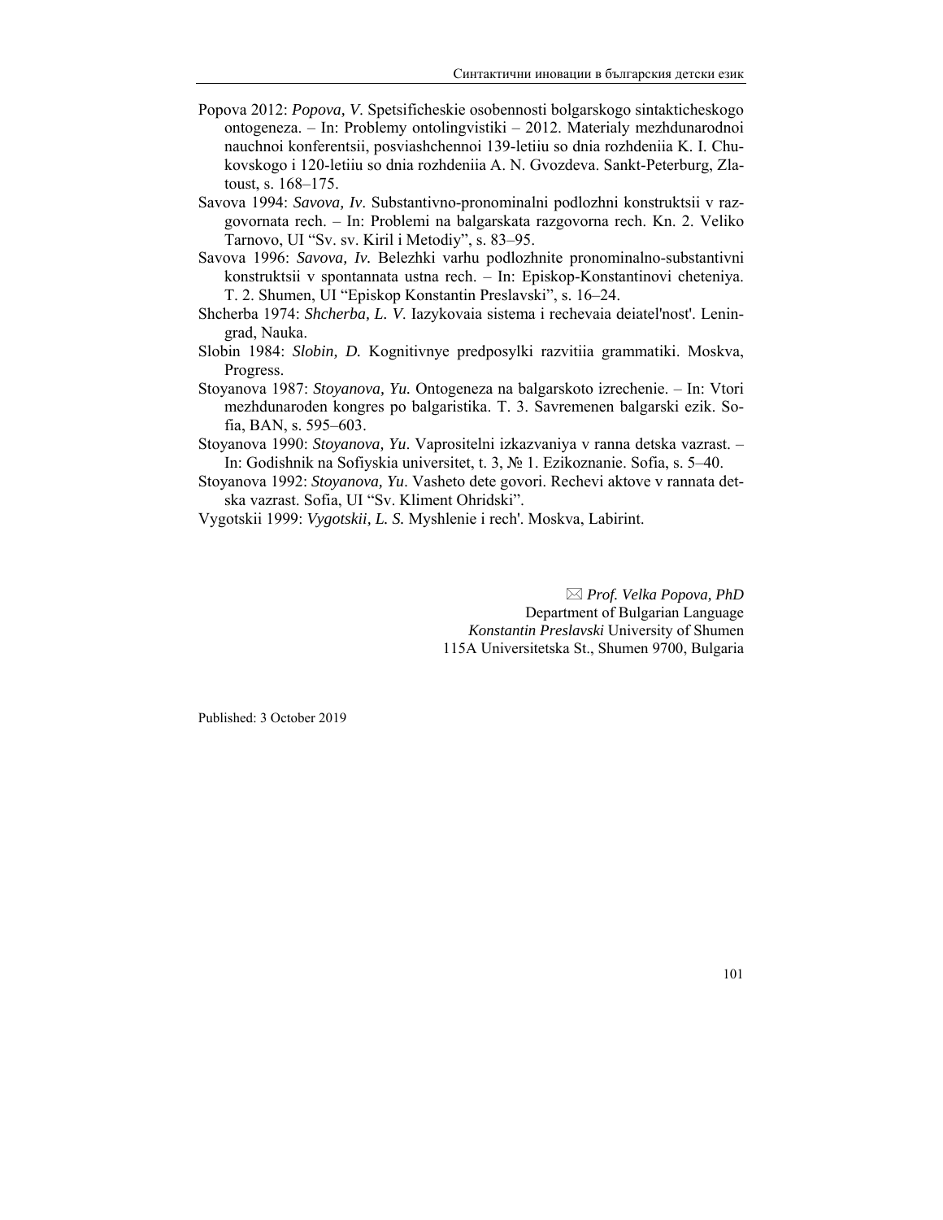Popova 2012: *Popova, V*. Spetsificheskie osobennosti bolgarskogo sintakticheskogo ontogeneza. – In: Problemy ontolingvistiki – 2012. Materialy mezhdunarodnoi nauchnoi konferentsii, posviashchennoi 139-letiiu so dnia rozhdeniia K. I. Chukovskogo i 120-letiiu so dnia rozhdeniia A. N. Gvozdeva. Sankt-Peterburg, Zlatoust, s. 168–175.

Savova 1994: *Savova, Iv*. Substantivno-pronominalni podlozhni konstruktsii v razgovornata rech. – In: Problemi na balgarskata razgovorna rech. Kn. 2. Veliko Tarnovo, UI "Sv. sv. Kiril i Metodiy", s. 83–95.

Savova 1996: *Savova, Iv.* Belezhki varhu podlozhnite pronominalno-substantivni konstruktsii v spontannata ustna rech. – In: Episkop-Konstantinovi cheteniya. T. 2. Shumen, UI "Episkop Konstantin Preslavski", s. 16–24.

Shcherba 1974: *Shcherba, L. V*. Iazykovaia sistema i rechevaia deiatel'nost'. Leningrad, Nauka.

Slobin 1984: *Slobin, D.* Kognitivnye predposylki razvitiia grammatiki. Moskva, Progress.

Stoyanova 1987: *Stoyanova, Yu.* Ontogeneza na balgarskoto izrechenie. – In: Vtori mezhdunaroden kongres po balgaristika. T. 3. Savremenen balgarski ezik. Sofia, BAN, s. 595–603.

Stoyanova 1990: *Stoyanova, Yu*. Vaprositelni izkazvaniya v ranna detska vazrast. – In: Godishnik na Sofiyskia universitet, t. 3, № 1. Ezikoznanie. Sofia, s. 5–40.

Stoyanova 1992: *Stoyanova, Yu*. Vasheto dete govori. Rechevi aktove v rannata detska vazrast. Sofia, UI "Sv. Kliment Ohridski".

Vygotskii 1999: *Vygotskii, L. S.* Myshlenie i rech'. Moskva, Labirint.

✉ *Prof. Velka Popova, PhD*
Department of Bulgarian Language
*Konstantin Preslavski* University of Shumen
115A Universitetska St., Shumen 9700, Bulgaria

Published: 3 October 2019